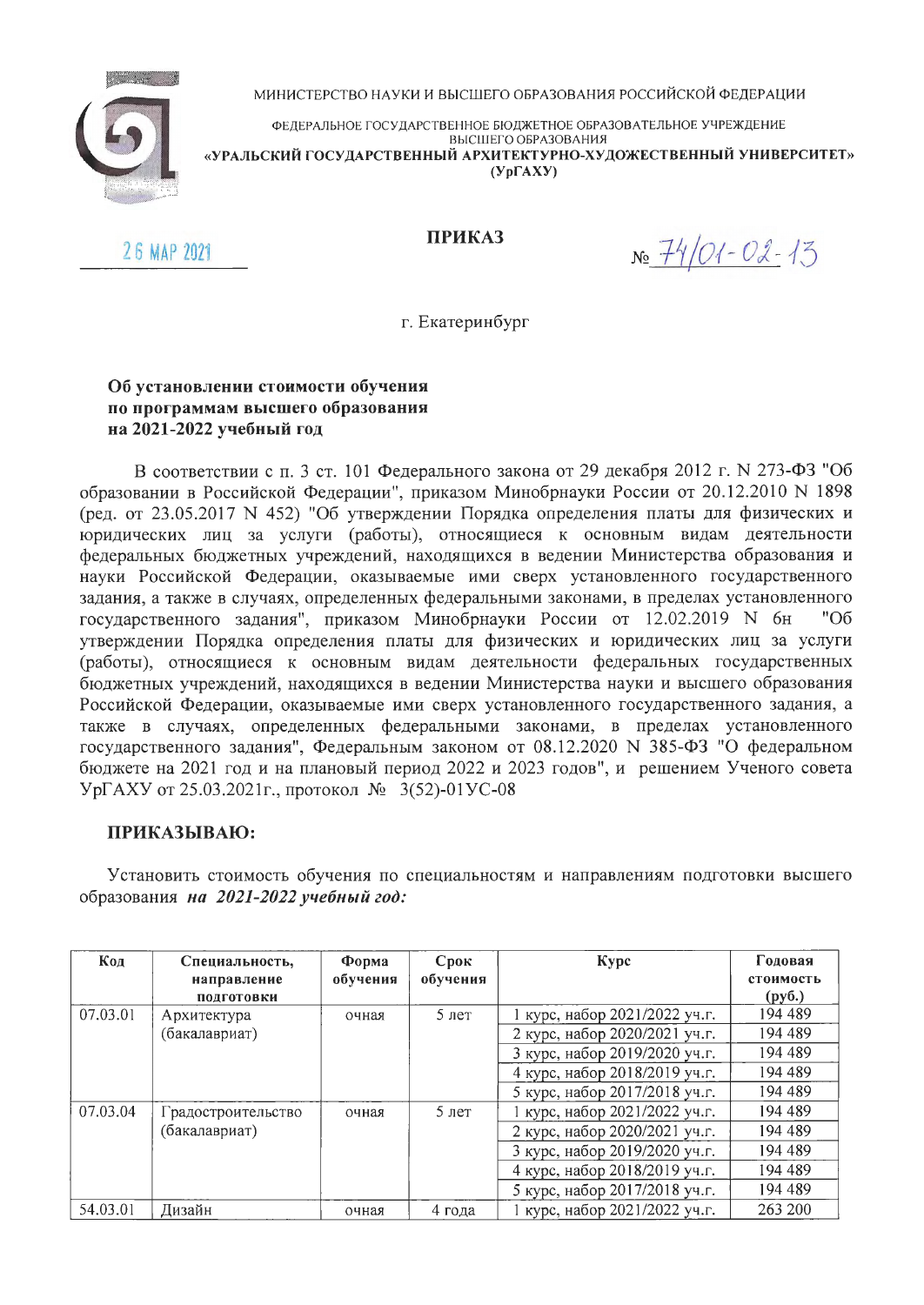МИНИСТЕРСТВО НАУКИ И ВЫСШЕГО ОБРАЗОВАНИЯ РОССИЙСКОЙ ФЕДЕРАЦИИ

ФЕДЕРАЛЬНОЕ ГОСУДАРСТВЕННОЕ БЮДЖЕТНОЕ ОБРАЗОВАТЕЛЬНОЕ УЧРЕЖДЕНИЕ ВЫСШЕГО ОБРАЗОВАНИЯ
**«УРАЛЬСКИЙ ГОСУДАРСТВЕННЫЙ АРХИТЕКТУРНО-ХУДОЖЕСТВЕННЫЙ УНИВЕРСИТЕТ»**
**(УрГАХУ)**

26 МАР 2021

**ПРИКАЗ**

№ 74/01-02-13

г. Екатеринбург

**Об установлении стоимости обучения по программам высшего образования на 2021-2022 учебный год**

В соответствии с п. 3 ст. 101 Федерального закона от 29 декабря 2012 г. N 273-ФЗ "Об образовании в Российской Федерации", приказом Минобрнауки России от 20.12.2010 N 1898 (ред. от 23.05.2017 N 452) "Об утверждении Порядка определения платы для физических и юридических лиц за услуги (работы), относящиеся к основным видам деятельности федеральных бюджетных учреждений, находящихся в ведении Министерства образования и науки Российской Федерации, оказываемые ими сверх установленного государственного задания, а также в случаях, определенных федеральными законами, в пределах установленного государственного задания", приказом Минобрнауки России от 12.02.2019 N 6н "Об утверждении Порядка определения платы для физических и юридических лиц за услуги (работы), относящиеся к основным видам деятельности федеральных государственных бюджетных учреждений, находящихся в ведении Министерства науки и высшего образования Российской Федерации, оказываемые ими сверх установленного государственного задания, а также в случаях, определенных федеральными законами, в пределах установленного государственного задания", Федеральным законом от 08.12.2020 N 385-ФЗ "О федеральном бюджете на 2021 год и на плановый период 2022 и 2023 годов", и решением Ученого совета УрГАХУ от 25.03.2021г., протокол № 3(52)-01УС-08

**ПРИКАЗЫВАЮ:**

Установить стоимость обучения по специальностям и направлениям подготовки высшего образования ***на 2021-2022 учебный год:***

| Код | Специальность, направление подготовки | Форма обучения | Срок обучения | Курс | Годовая стоимость (руб.) |
|---|---|---|---|---|---|
| 07.03.01 | Архитектура (бакалавриат) | очная | 5 лет | 1 курс, набор 2021/2022 уч.г. | 194 489 |
| | | | | 2 курс, набор 2020/2021 уч.г. | 194 489 |
| | | | | 3 курс, набор 2019/2020 уч.г. | 194 489 |
| | | | | 4 курс, набор 2018/2019 уч.г. | 194 489 |
| | | | | 5 курс, набор 2017/2018 уч.г. | 194 489 |
| 07.03.04 | Градостроительство (бакалавриат) | очная | 5 лет | 1 курс, набор 2021/2022 уч.г. | 194 489 |
| | | | | 2 курс, набор 2020/2021 уч.г. | 194 489 |
| | | | | 3 курс, набор 2019/2020 уч.г. | 194 489 |
| | | | | 4 курс, набор 2018/2019 уч.г. | 194 489 |
| | | | | 5 курс, набор 2017/2018 уч.г. | 194 489 |
| 54.03.01 | Дизайн | очная | 4 года | 1 курс, набор 2021/2022 уч.г. | 263 200 |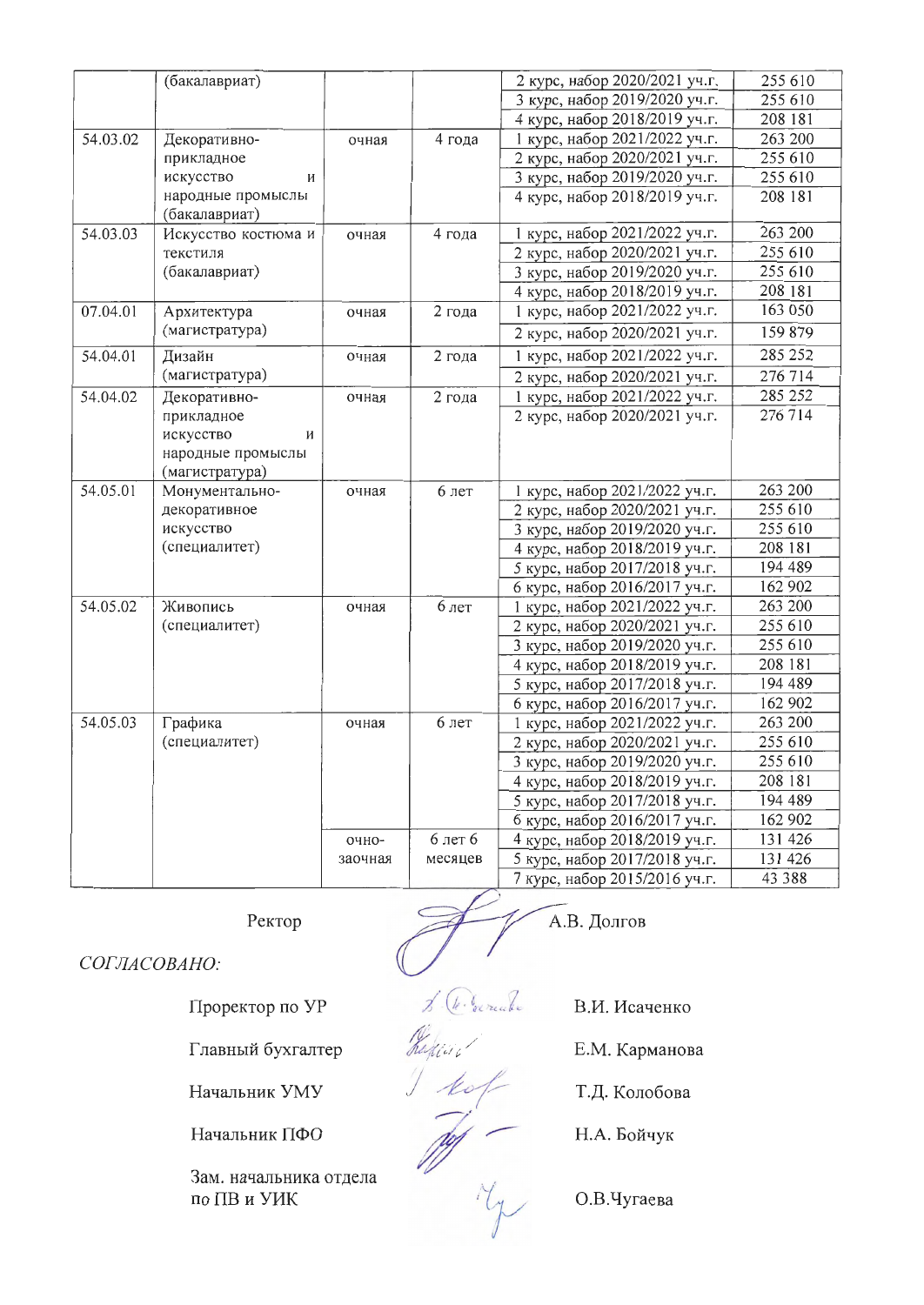|  | (бакалавриат) |  |  | 2 курс, набор 2020/2021 уч.г. | 255 610 |
|---|---|---|---|---|---|
|  |  |  |  | 3 курс, набор 2019/2020 уч.г. | 255 610 |
|  |  |  |  | 4 курс, набор 2018/2019 уч.г. | 208 181 |
| 54.03.02 | Декоративно-прикладное искусство и народные промыслы (бакалавриат) | очная | 4 года | 1 курс, набор 2021/2022 уч.г. | 263 200 |
|  |  |  |  | 2 курс, набор 2020/2021 уч.г. | 255 610 |
|  |  |  |  | 3 курс, набор 2019/2020 уч.г. | 255 610 |
|  |  |  |  | 4 курс, набор 2018/2019 уч.г. | 208 181 |
| 54.03.03 | Искусство костюма и текстиля (бакалавриат) | очная | 4 года | 1 курс, набор 2021/2022 уч.г. | 263 200 |
|  |  |  |  | 2 курс, набор 2020/2021 уч.г. | 255 610 |
|  |  |  |  | 3 курс, набор 2019/2020 уч.г. | 255 610 |
|  |  |  |  | 4 курс, набор 2018/2019 уч.г. | 208 181 |
| 07.04.01 | Архитектура (магистратура) | очная | 2 года | 1 курс, набор 2021/2022 уч.г. | 163 050 |
|  |  |  |  | 2 курс, набор 2020/2021 уч.г. | 159 879 |
| 54.04.01 | Дизайн (магистратура) | очная | 2 года | 1 курс, набор 2021/2022 уч.г. | 285 252 |
|  |  |  |  | 2 курс, набор 2020/2021 уч.г. | 276 714 |
| 54.04.02 | Декоративно-прикладное искусство и народные промыслы (магистратура) | очная | 2 года | 1 курс, набор 2021/2022 уч.г. | 285 252 |
|  |  |  |  | 2 курс, набор 2020/2021 уч.г. | 276 714 |
| 54.05.01 | Монументально-декоративное искусство (специалитет) | очная | 6 лет | 1 курс, набор 2021/2022 уч.г. | 263 200 |
|  |  |  |  | 2 курс, набор 2020/2021 уч.г. | 255 610 |
|  |  |  |  | 3 курс, набор 2019/2020 уч.г. | 255 610 |
|  |  |  |  | 4 курс, набор 2018/2019 уч.г. | 208 181 |
|  |  |  |  | 5 курс, набор 2017/2018 уч.г. | 194 489 |
|  |  |  |  | 6 курс, набор 2016/2017 уч.г. | 162 902 |
| 54.05.02 | Живопись (специалитет) | очная | 6 лет | 1 курс, набор 2021/2022 уч.г. | 263 200 |
|  |  |  |  | 2 курс, набор 2020/2021 уч.г. | 255 610 |
|  |  |  |  | 3 курс, набор 2019/2020 уч.г. | 255 610 |
|  |  |  |  | 4 курс, набор 2018/2019 уч.г. | 208 181 |
|  |  |  |  | 5 курс, набор 2017/2018 уч.г. | 194 489 |
|  |  |  |  | 6 курс, набор 2016/2017 уч.г. | 162 902 |
| 54.05.03 | Графика (специалитет) | очная | 6 лет | 1 курс, набор 2021/2022 уч.г. | 263 200 |
|  |  |  |  | 2 курс, набор 2020/2021 уч.г. | 255 610 |
|  |  |  |  | 3 курс, набор 2019/2020 уч.г. | 255 610 |
|  |  |  |  | 4 курс, набор 2018/2019 уч.г. | 208 181 |
|  |  |  |  | 5 курс, набор 2017/2018 уч.г. | 194 489 |
|  |  |  |  | 6 курс, набор 2016/2017 уч.г. | 162 902 |
|  |  | очно-заочная | 6 лет 6 месяцев | 4 курс, набор 2018/2019 уч.г. | 131 426 |
|  |  |  |  | 5 курс, набор 2017/2018 уч.г. | 131 426 |
|  |  |  |  | 7 курс, набор 2015/2016 уч.г. | 43 388 |

Ректор А.В. Долгов

*СОГЛАСОВАНО:*

Проректор по УР В.И. Исаченко

Главный бухгалтер Е.М. Карманова

Начальник УМУ Т.Д. Колобова

Начальник ПФО Н.А. Бойчук

Зам. начальника отдела по ПВ и УИК О.В.Чугаева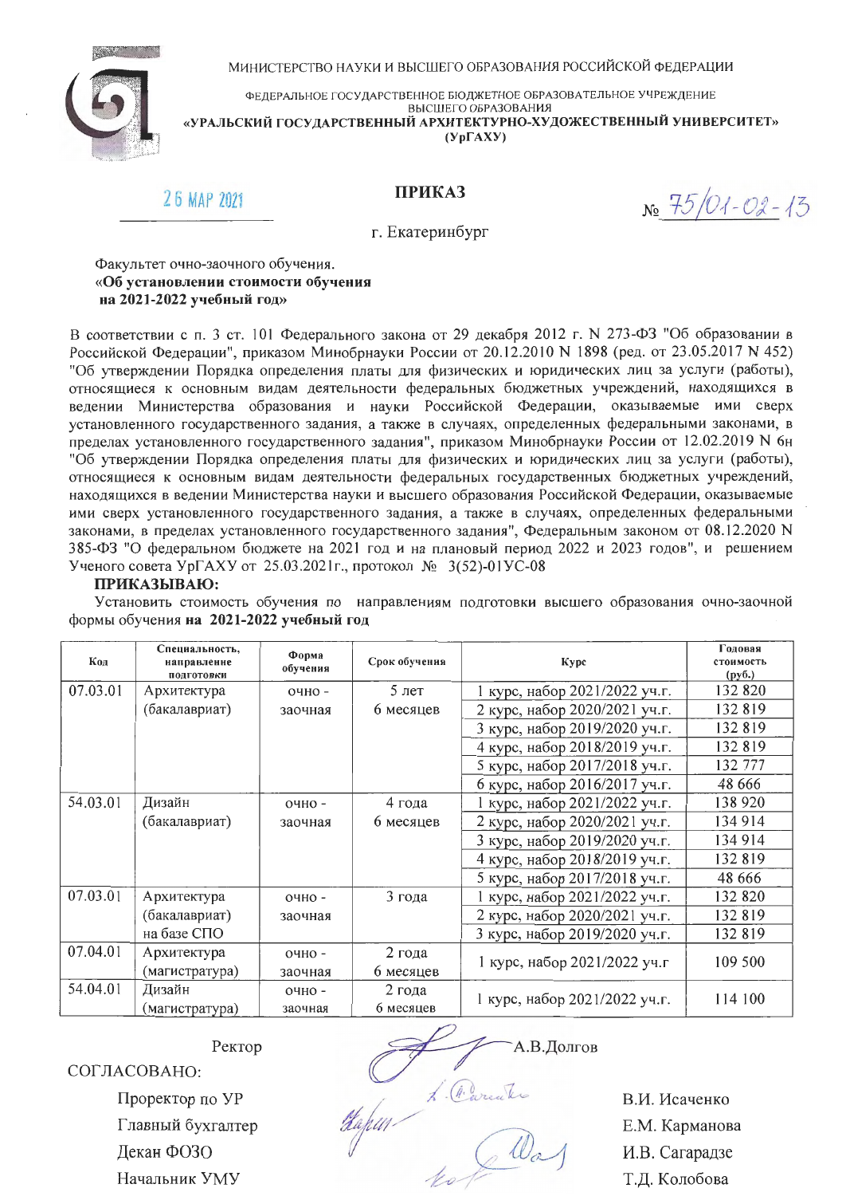МИНИСТЕРСТВО НАУКИ И ВЫСШЕГО ОБРАЗОВАНИЯ РОССИЙСКОЙ ФЕДЕРАЦИИ

ФЕДЕРАЛЬНОЕ ГОСУДАРСТВЕННОЕ БЮДЖЕТНОЕ ОБРАЗОВАТЕЛЬНОЕ УЧРЕЖДЕНИЕ ВЫСШЕГО ОБРАЗОВАНИЯ

**«УРАЛЬСКИЙ ГОСУДАРСТВЕННЫЙ АРХИТЕКТУРНО-ХУДОЖЕСТВЕННЫЙ УНИВЕРСИТЕТ» (УрГАХУ)**

26 МАР 2021

## ПРИКАЗ

№ 75/01-02-13

г. Екатеринбург

Факультет очно-заочного обучения.
**«Об установлении стоимости обучения на 2021-2022 учебный год»**

В соответствии с п. 3 ст. 101 Федерального закона от 29 декабря 2012 г. N 273-ФЗ "Об образовании в Российской Федерации", приказом Минобрнауки России от 20.12.2010 N 1898 (ред. от 23.05.2017 N 452) "Об утверждении Порядка определения платы для физических и юридических лиц за услуги (работы), относящиеся к основным видам деятельности федеральных бюджетных учреждений, находящихся в ведении Министерства образования и науки Российской Федерации, оказываемые ими сверх установленного государственного задания, а также в случаях, определенных федеральными законами, в пределах установленного государственного задания", приказом Минобрнауки России от 12.02.2019 N 6н "Об утверждении Порядка определения платы для физических и юридических лиц за услуги (работы), относящиеся к основным видам деятельности федеральных государственных бюджетных учреждений, находящихся в ведении Министерства науки и высшего образования Российской Федерации, оказываемые ими сверх установленного государственного задания, а также в случаях, определенных федеральными законами, в пределах установленного государственного задания", Федеральным законом от 08.12.2020 N 385-ФЗ "О федеральном бюджете на 2021 год и на плановый период 2022 и 2023 годов", и решением Ученого совета УрГАХУ от 25.03.2021г., протокол № 3(52)-01УС-08

**ПРИКАЗЫВАЮ:**

Установить стоимость обучения по направлениям подготовки высшего образования очно-заочной формы обучения **на 2021-2022 учебный год**

| Код | Специальность, направление подготовки | Форма обучения | Срок обучения | Курс | Годовая стоимость (руб.) |
|---|---|---|---|---|---|
| 07.03.01 | Архитектура (бакалавриат) | очно - заочная | 5 лет 6 месяцев | 1 курс, набор 2021/2022 уч.г. | 132 820 |
| | | | | 2 курс, набор 2020/2021 уч.г. | 132 819 |
| | | | | 3 курс, набор 2019/2020 уч.г. | 132 819 |
| | | | | 4 курс, набор 2018/2019 уч.г. | 132 819 |
| | | | | 5 курс, набор 2017/2018 уч.г. | 132 777 |
| | | | | 6 курс, набор 2016/2017 уч.г. | 48 666 |
| 54.03.01 | Дизайн (бакалавриат) | очно - заочная | 4 года 6 месяцев | 1 курс, набор 2021/2022 уч.г. | 138 920 |
| | | | | 2 курс, набор 2020/2021 уч.г. | 134 914 |
| | | | | 3 курс, набор 2019/2020 уч.г. | 134 914 |
| | | | | 4 курс, набор 2018/2019 уч.г. | 132 819 |
| | | | | 5 курс, набор 2017/2018 уч.г. | 48 666 |
| 07.03.01 | Архитектура (бакалавриат) на базе СПО | очно - заочная | 3 года | 1 курс, набор 2021/2022 уч.г. | 132 820 |
| | | | | 2 курс, набор 2020/2021 уч.г. | 132 819 |
| | | | | 3 курс, набор 2019/2020 уч.г. | 132 819 |
| 07.04.01 | Архитектура (магистратура) | очно - заочная | 2 года 6 месяцев | 1 курс, набор 2021/2022 уч.г | 109 500 |
| 54.04.01 | Дизайн (магистратура) | очно - заочная | 2 года 6 месяцев | 1 курс, набор 2021/2022 уч.г. | 114 100 |

Ректор — А.В.Долгов

СОГЛАСОВАНО:

Проректор по УР — В.И. Исаченко

Главный бухгалтер — Е.М. Карманова

Декан ФОЗО — И.В. Сагарадзе

Начальник УМУ — Т.Д. Колобова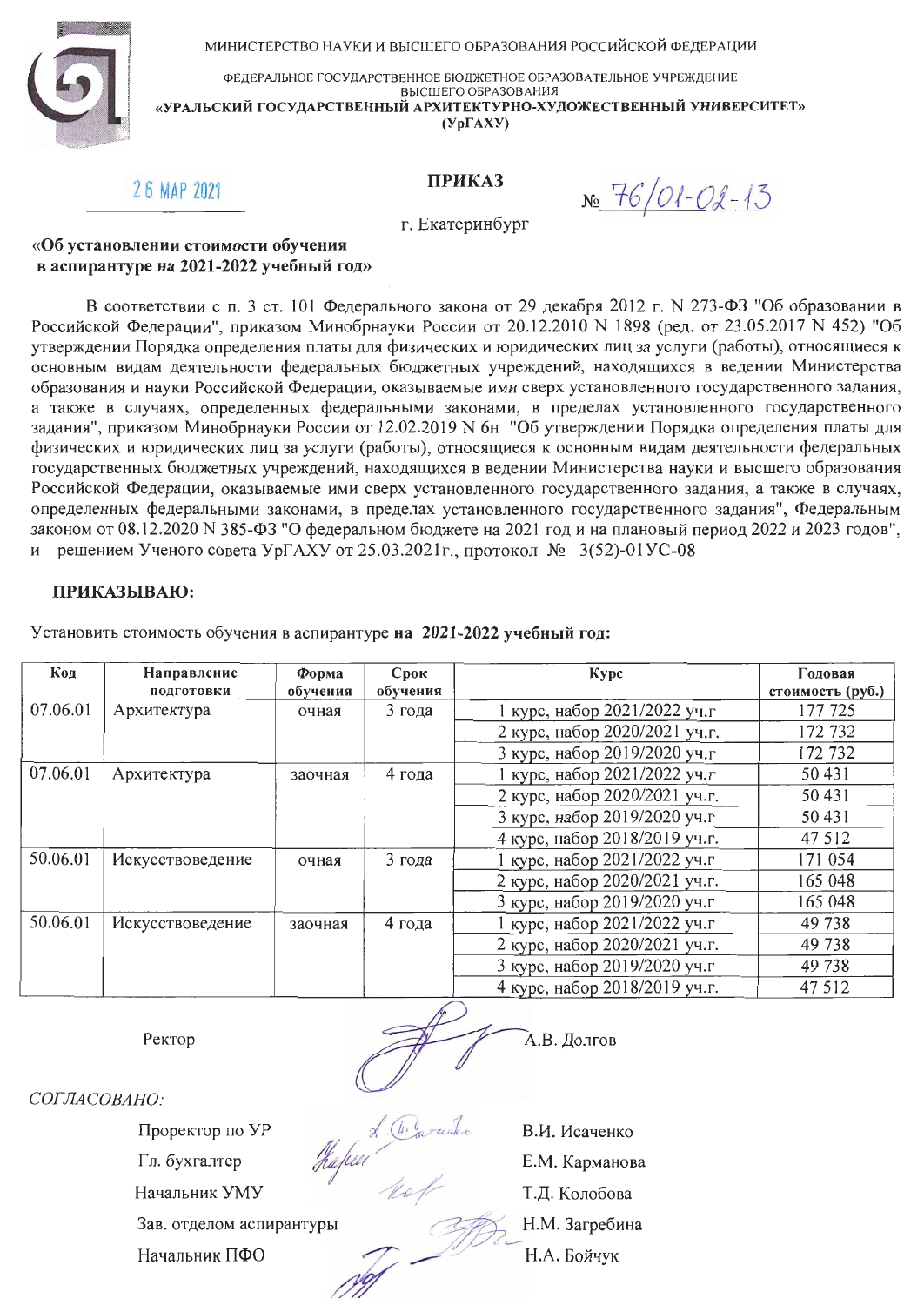МИНИСТЕРСТВО НАУКИ И ВЫСШЕГО ОБРАЗОВАНИЯ РОССИЙСКОЙ ФЕДЕРАЦИИ

ФЕДЕРАЛЬНОЕ ГОСУДАРСТВЕННОЕ БЮДЖЕТНОЕ ОБРАЗОВАТЕЛЬНОЕ УЧРЕЖДЕНИЕ
ВЫСШЕГО ОБРАЗОВАНИЯ
**«УРАЛЬСКИЙ ГОСУДАРСТВЕННЫЙ АРХИТЕКТУРНО-ХУДОЖЕСТВЕННЫЙ УНИВЕРСИТЕТ»**
**(УрГАХУ)**

26 МАР 2021

# ПРИКАЗ

№ 76/01-02-13

г. Екатеринбург

**«Об установлении стоимости обучения в аспирантуре на 2021-2022 учебный год»**

В соответствии с п. 3 ст. 101 Федерального закона от 29 декабря 2012 г. N 273-ФЗ "Об образовании в Российской Федерации", приказом Минобрнауки России от 20.12.2010 N 1898 (ред. от 23.05.2017 N 452) "Об утверждении Порядка определения платы для физических и юридических лиц за услуги (работы), относящиеся к основным видам деятельности федеральных бюджетных учреждений, находящихся в ведении Министерства образования и науки Российской Федерации, оказываемые ими сверх установленного государственного задания, а также в случаях, определенных федеральными законами, в пределах установленного государственного задания", приказом Минобрнауки России от 12.02.2019 N 6н "Об утверждении Порядка определения платы для физических и юридических лиц за услуги (работы), относящиеся к основным видам деятельности федеральных государственных бюджетных учреждений, находящихся в ведении Министерства науки и высшего образования Российской Федерации, оказываемые ими сверх установленного государственного задания, а также в случаях, определенных федеральными законами, в пределах установленного государственного задания", Федеральным законом от 08.12.2020 N 385-ФЗ "О федеральном бюджете на 2021 год и на плановый период 2022 и 2023 годов", и решением Ученого совета УрГАХУ от 25.03.2021г., протокол № 3(52)-01УС-08

**ПРИКАЗЫВАЮ:**

Установить стоимость обучения в аспирантуре **на 2021-2022 учебный год:**

| Код | Направление подготовки | Форма обучения | Срок обучения | Курс | Годовая стоимость (руб.) |
|---|---|---|---|---|---|
| 07.06.01 | Архитектура | очная | 3 года | 1 курс, набор 2021/2022 уч.г | 177 725 |
| | | | | 2 курс, набор 2020/2021 уч.г. | 172 732 |
| | | | | 3 курс, набор 2019/2020 уч.г | 172 732 |
| 07.06.01 | Архитектура | заочная | 4 года | 1 курс, набор 2021/2022 уч.г | 50 431 |
| | | | | 2 курс, набор 2020/2021 уч.г. | 50 431 |
| | | | | 3 курс, набор 2019/2020 уч.г | 50 431 |
| | | | | 4 курс, набор 2018/2019 уч.г. | 47 512 |
| 50.06.01 | Искусствоведение | очная | 3 года | 1 курс, набор 2021/2022 уч.г | 171 054 |
| | | | | 2 курс, набор 2020/2021 уч.г. | 165 048 |
| | | | | 3 курс, набор 2019/2020 уч.г | 165 048 |
| 50.06.01 | Искусствоведение | заочная | 4 года | 1 курс, набор 2021/2022 уч.г | 49 738 |
| | | | | 2 курс, набор 2020/2021 уч.г. | 49 738 |
| | | | | 3 курс, набор 2019/2020 уч.г | 49 738 |
| | | | | 4 курс, набор 2018/2019 уч.г. | 47 512 |

Ректор — А.В. Долгов

*СОГЛАСОВАНО:*

Проректор по УР — В.И. Исаченко
Гл. бухгалтер — Е.М. Карманова
Начальник УМУ — Т.Д. Колобова
Зав. отделом аспирантуры — Н.М. Загребина
Начальник ПФО — Н.А. Бойчук